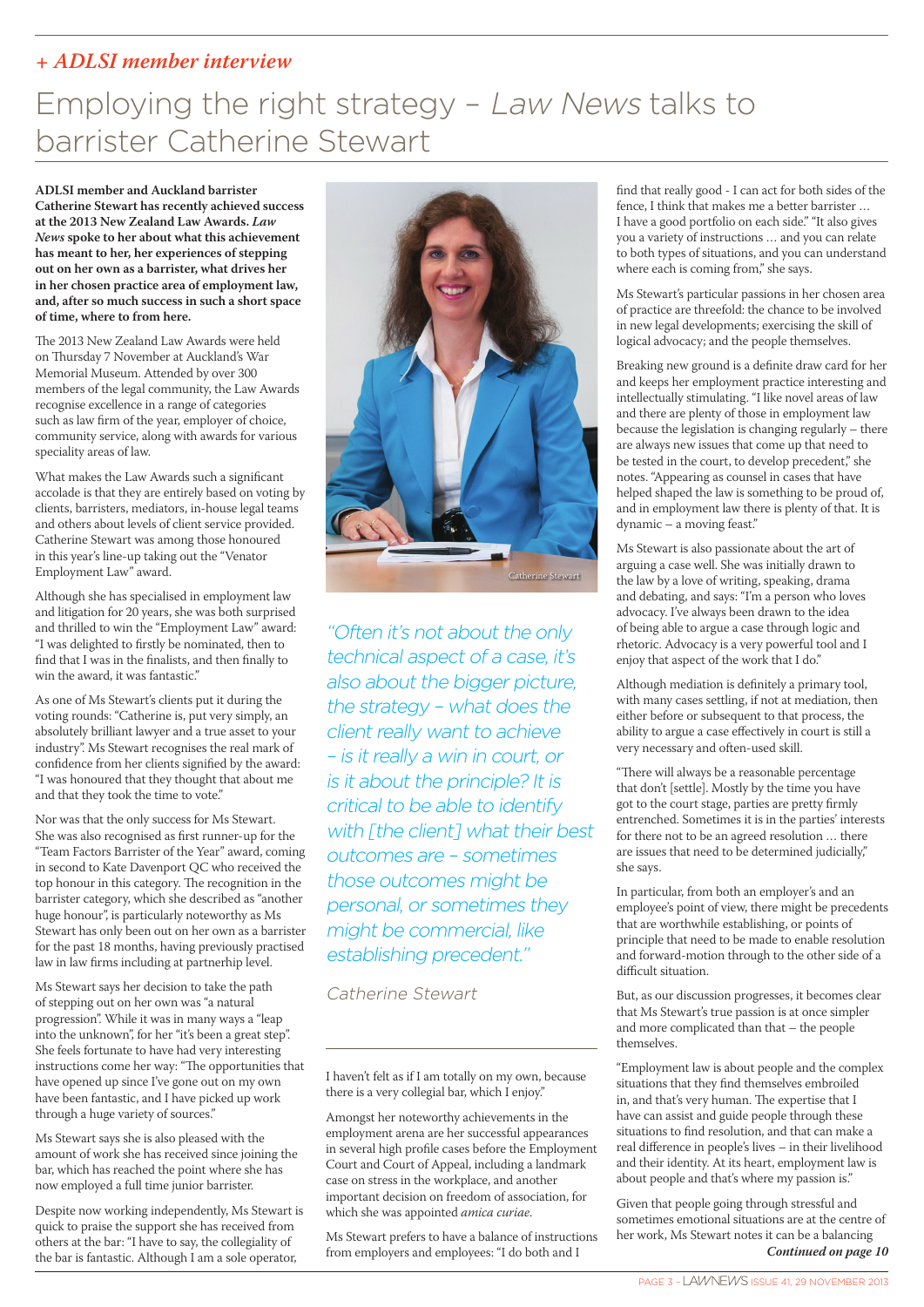*+ ADLSI member interview*

# Employing the right strategy – *Law News* talks to barrister Catherine Stewart

**ADLSI member and Auckland barrister Catherine Stewart has recently achieved success at the 2013 New Zealand Law Awards. *Law News* spoke to her about what this achievement has meant to her, her experiences of stepping out on her own as a barrister, what drives her in her chosen practice area of employment law, and, after so much success in such a short space of time, where to from here.**

The 2013 New Zealand Law Awards were held on Thursday 7 November at Auckland's War Memorial Museum. Attended by over 300 members of the legal community, the Law Awards recognise excellence in a range of categories such as law firm of the year, employer of choice, community service, along with awards for various speciality areas of law.

What makes the Law Awards such a significant accolade is that they are entirely based on voting by clients, barristers, mediators, in-house legal teams and others about levels of client service provided. Catherine Stewart was among those honoured in this year's line-up taking out the "Venator Employment Law" award.

Although she has specialised in employment law and litigation for 20 years, she was both surprised and thrilled to win the "Employment Law" award: "I was delighted to firstly be nominated, then to find that I was in the finalists, and then finally to win the award, it was fantastic."

As one of Ms Stewart's clients put it during the voting rounds: "Catherine is, put very simply, an absolutely brilliant lawyer and a true asset to your industry". Ms Stewart recognises the real mark of confidence from her clients signified by the award: "I was honoured that they thought that about me and that they took the time to vote."

Nor was that the only success for Ms Stewart. She was also recognised as first runner-up for the "Team Factors Barrister of the Year" award, coming in second to Kate Davenport QC who received the top honour in this category. The recognition in the barrister category, which she described as "another huge honour", is particularly noteworthy as Ms Stewart has only been out on her own as a barrister for the past 18 months, having previously practised law in law firms including at partnerhip level.

Ms Stewart says her decision to take the path of stepping out on her own was "a natural progression". While it was in many ways a "leap into the unknown", for her "it's been a great step". She feels fortunate to have had very interesting instructions come her way: "The opportunities that have opened up since I've gone out on my own have been fantastic, and I have picked up work through a huge variety of sources."

Ms Stewart says she is also pleased with the amount of work she has received since joining the bar, which has reached the point where she has now employed a full time junior barrister.

Despite now working independently, Ms Stewart is quick to praise the support she has received from others at the bar: "I have to say, the collegiality of the bar is fantastic. Although I am a sole operator, I haven't felt as if I am totally on my own, because there is a very collegial bar, which I enjoy."

Catherine Stewart

*"Often it's not about the only technical aspect of a case, it's also about the bigger picture, the strategy – what does the client really want to achieve – is it really a win in court, or is it about the principle? It is critical to be able to identify with [the client] what their best outcomes are – sometimes those outcomes might be personal, or sometimes they might be commercial, like establishing precedent."*

*Catherine Stewart*

Amongst her noteworthy achievements in the employment arena are her successful appearances in several high profile cases before the Employment Court and Court of Appeal, including a landmark case on stress in the workplace, and another important decision on freedom of association, for which she was appointed *amica curiae*.

Ms Stewart prefers to have a balance of instructions from employers and employees: "I do both and I find that really good - I can act for both sides of the fence, I think that makes me a better barrister … I have a good portfolio on each side." "It also gives you a variety of instructions … and you can relate to both types of situations, and you can understand where each is coming from," she says.

Ms Stewart's particular passions in her chosen area of practice are threefold: the chance to be involved in new legal developments; exercising the skill of logical advocacy; and the people themselves.

Breaking new ground is a definite draw card for her and keeps her employment practice interesting and intellectually stimulating. "I like novel areas of law and there are plenty of those in employment law because the legislation is changing regularly – there are always new issues that come up that need to be tested in the court, to develop precedent," she notes. "Appearing as counsel in cases that have helped shaped the law is something to be proud of, and in employment law there is plenty of that. It is dynamic – a moving feast."

Ms Stewart is also passionate about the art of arguing a case well. She was initially drawn to the law by a love of writing, speaking, drama and debating, and says: "I'm a person who loves advocacy. I've always been drawn to the idea of being able to argue a case through logic and rhetoric. Advocacy is a very powerful tool and I enjoy that aspect of the work that I do."

Although mediation is definitely a primary tool, with many cases settling, if not at mediation, then either before or subsequent to that process, the ability to argue a case effectively in court is still a very necessary and often-used skill.

"There will always be a reasonable percentage that don't [settle]. Mostly by the time you have got to the court stage, parties are pretty firmly entrenched. Sometimes it is in the parties' interests for there not to be an agreed resolution … there are issues that need to be determined judicially," she says.

In particular, from both an employer's and an employee's point of view, there might be precedents that are worthwhile establishing, or points of principle that need to be made to enable resolution and forward-motion through to the other side of a difficult situation.

But, as our discussion progresses, it becomes clear that Ms Stewart's true passion is at once simpler and more complicated than that – the people themselves.

"Employment law is about people and the complex situations that they find themselves embroiled in, and that's very human. The expertise that I have can assist and guide people through these situations to find resolution, and that can make a real difference in people's lives – in their livelihood and their identity. At its heart, employment law is about people and that's where my passion is."

Given that people going through stressful and sometimes emotional situations are at the centre of her work, Ms Stewart notes it can be a balancing

***Continued on page 10***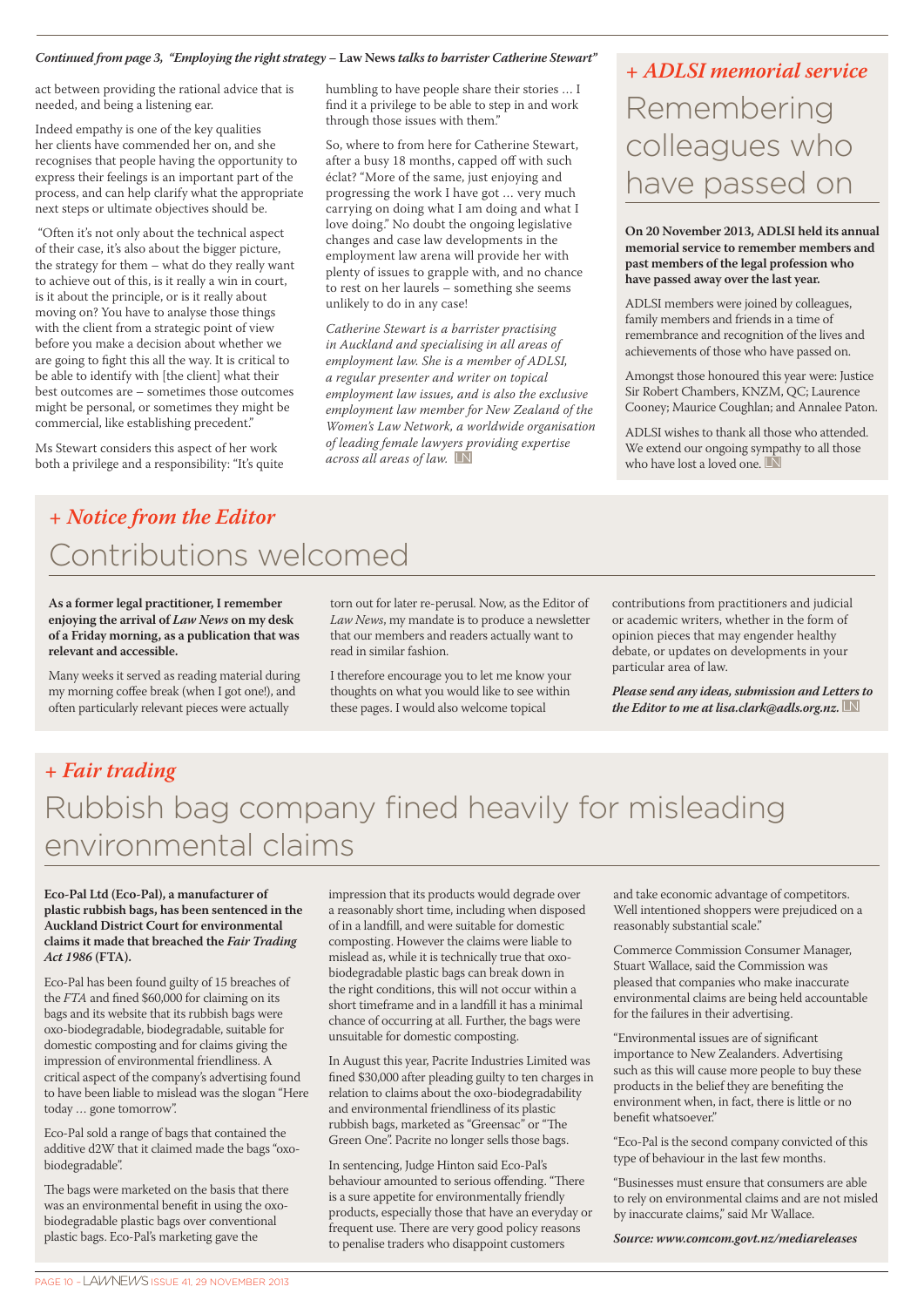*Continued from page 3, "Employing the right strategy –* **Law News** *talks to barrister Catherine Stewart"*

act between providing the rational advice that is needed, and being a listening ear.

Indeed empathy is one of the key qualities her clients have commended her on, and she recognises that people having the opportunity to express their feelings is an important part of the process, and can help clarify what the appropriate next steps or ultimate objectives should be.

"Often it's not only about the technical aspect of their case, it's also about the bigger picture, the strategy for them – what do they really want to achieve out of this, is it really a win in court, is it about the principle, or is it really about moving on? You have to analyse those things with the client from a strategic point of view before you make a decision about whether we are going to fight this all the way. It is critical to be able to identify with [the client] what their best outcomes are – sometimes those outcomes might be personal, or sometimes they might be commercial, like establishing precedent."

Ms Stewart considers this aspect of her work both a privilege and a responsibility: "It's quite humbling to have people share their stories … I find it a privilege to be able to step in and work through those issues with them."

So, where to from here for Catherine Stewart, after a busy 18 months, capped off with such éclat? "More of the same, just enjoying and progressing the work I have got … very much carrying on doing what I am doing and what I love doing." No doubt the ongoing legislative changes and case law developments in the employment law arena will provide her with plenty of issues to grapple with, and no chance to rest on her laurels – something she seems unlikely to do in any case!

*Catherine Stewart is a barrister practising in Auckland and specialising in all areas of employment law. She is a member of ADLSI, a regular presenter and writer on topical employment law issues, and is also the exclusive employment law member for New Zealand of the Women's Law Network, a worldwide organisation of leading female lawyers providing expertise across all areas of law.* LN

## + *ADLSI memorial service*

# Remembering colleagues who have passed on

**On 20 November 2013, ADLSI held its annual memorial service to remember members and past members of the legal profession who have passed away over the last year.**

ADLSI members were joined by colleagues, family members and friends in a time of remembrance and recognition of the lives and achievements of those who have passed on.

Amongst those honoured this year were: Justice Sir Robert Chambers, KNZM, QC; Laurence Cooney; Maurice Coughlan; and Annalee Paton.

ADLSI wishes to thank all those who attended. We extend our ongoing sympathy to all those who have lost a loved one. LN

## + *Notice from the Editor*

# Contributions welcomed

**As a former legal practitioner, I remember enjoying the arrival of *Law News* on my desk of a Friday morning, as a publication that was relevant and accessible.**

Many weeks it served as reading material during my morning coffee break (when I got one!), and often particularly relevant pieces were actually torn out for later re-perusal. Now, as the Editor of *Law News*, my mandate is to produce a newsletter that our members and readers actually want to read in similar fashion.

I therefore encourage you to let me know your thoughts on what you would like to see within these pages. I would also welcome topical contributions from practitioners and judicial or academic writers, whether in the form of opinion pieces that may engender healthy debate, or updates on developments in your particular area of law.

***Please send any ideas, submission and Letters to the Editor to me at lisa.clark@adls.org.nz.*** LN

## + *Fair trading*

# Rubbish bag company fined heavily for misleading environmental claims

**Eco-Pal Ltd (Eco-Pal), a manufacturer of plastic rubbish bags, has been sentenced in the Auckland District Court for environmental claims it made that breached the *Fair Trading Act 1986* (FTA).**

Eco-Pal has been found guilty of 15 breaches of the *FTA* and fined $60,000 for claiming on its bags and its website that its rubbish bags were oxo-biodegradable, biodegradable, suitable for domestic composting and for claims giving the impression of environmental friendliness. A critical aspect of the company's advertising found to have been liable to mislead was the slogan "Here today … gone tomorrow".

Eco-Pal sold a range of bags that contained the additive d2W that it claimed made the bags "oxo-biodegradable".

The bags were marketed on the basis that there was an environmental benefit in using the oxo-biodegradable plastic bags over conventional plastic bags. Eco-Pal's marketing gave the impression that its products would degrade over a reasonably short time, including when disposed of in a landfill, and were suitable for domestic composting. However the claims were liable to mislead as, while it is technically true that oxo-biodegradable plastic bags can break down in the right conditions, this will not occur within a short timeframe and in a landfill it has a minimal chance of occurring at all. Further, the bags were unsuitable for domestic composting.

In August this year, Pacrite Industries Limited was fined $30,000 after pleading guilty to ten charges in relation to claims about the oxo-biodegradability and environmental friendliness of its plastic rubbish bags, marketed as "Greensac" or "The Green One". Pacrite no longer sells those bags.

In sentencing, Judge Hinton said Eco-Pal's behaviour amounted to serious offending. "There is a sure appetite for environmentally friendly products, especially those that have an everyday or frequent use. There are very good policy reasons to penalise traders who disappoint customers and take economic advantage of competitors. Well intentioned shoppers were prejudiced on a reasonably substantial scale."

Commerce Commission Consumer Manager, Stuart Wallace, said the Commission was pleased that companies who make inaccurate environmental claims are being held accountable for the failures in their advertising.

"Environmental issues are of significant importance to New Zealanders. Advertising such as this will cause more people to buy these products in the belief they are benefiting the environment when, in fact, there is little or no benefit whatsoever."

"Eco-Pal is the second company convicted of this type of behaviour in the last few months.

"Businesses must ensure that consumers are able to rely on environmental claims and are not misled by inaccurate claims," said Mr Wallace.

***Source: www.comcom.govt.nz/mediareleases***